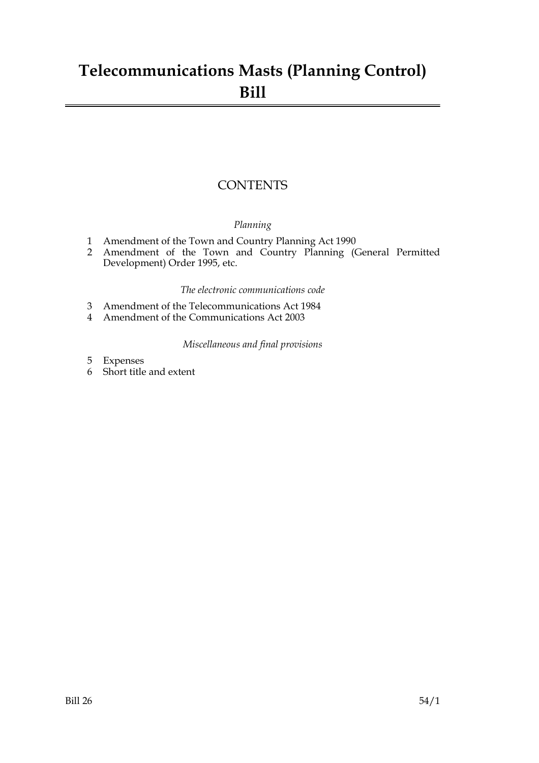# Telecommunications Masts (Planning Control) Bill

## CONTENTS

*Planning*

1 Amendment of the Town and Country Planning Act 1990
2 Amendment of the Town and Country Planning (General Permitted Development) Order 1995, etc.

*The electronic communications code*

3 Amendment of the Telecommunications Act 1984
4 Amendment of the Communications Act 2003

*Miscellaneous and final provisions*

5 Expenses
6 Short title and extent

Bill 26 54/1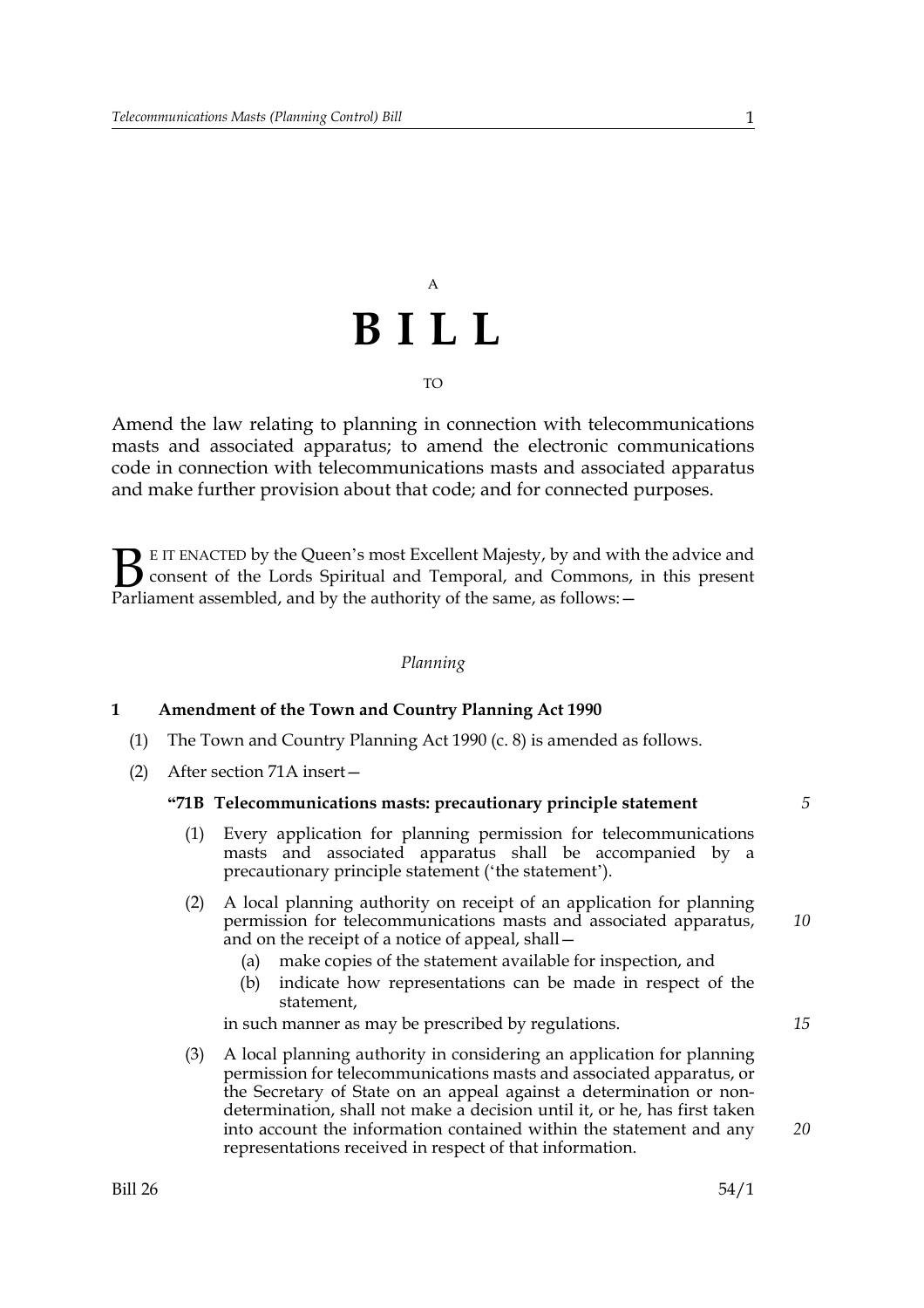A

# B I L L

TO

Amend the law relating to planning in connection with telecommunications masts and associated apparatus; to amend the electronic communications code in connection with telecommunications masts and associated apparatus and make further provision about that code; and for connected purposes.

BE IT ENACTED by the Queen's most Excellent Majesty, by and with the advice and consent of the Lords Spiritual and Temporal, and Commons, in this present Parliament assembled, and by the authority of the same, as follows:—

*Planning*

**1 Amendment of the Town and Country Planning Act 1990**

(1) The Town and Country Planning Act 1990 (c. 8) is amended as follows.

(2) After section 71A insert—

**"71B Telecommunications masts: precautionary principle statement**

(1) Every application for planning permission for telecommunications masts and associated apparatus shall be accompanied by a precautionary principle statement ('the statement').

(2) A local planning authority on receipt of an application for planning permission for telecommunications masts and associated apparatus, and on the receipt of a notice of appeal, shall—

(a) make copies of the statement available for inspection, and

(b) indicate how representations can be made in respect of the statement,

in such manner as may be prescribed by regulations.

(3) A local planning authority in considering an application for planning permission for telecommunications masts and associated apparatus, or the Secretary of State on an appeal against a determination or non-determination, shall not make a decision until it, or he, has first taken into account the information contained within the statement and any representations received in respect of that information.

Bill 26 54/1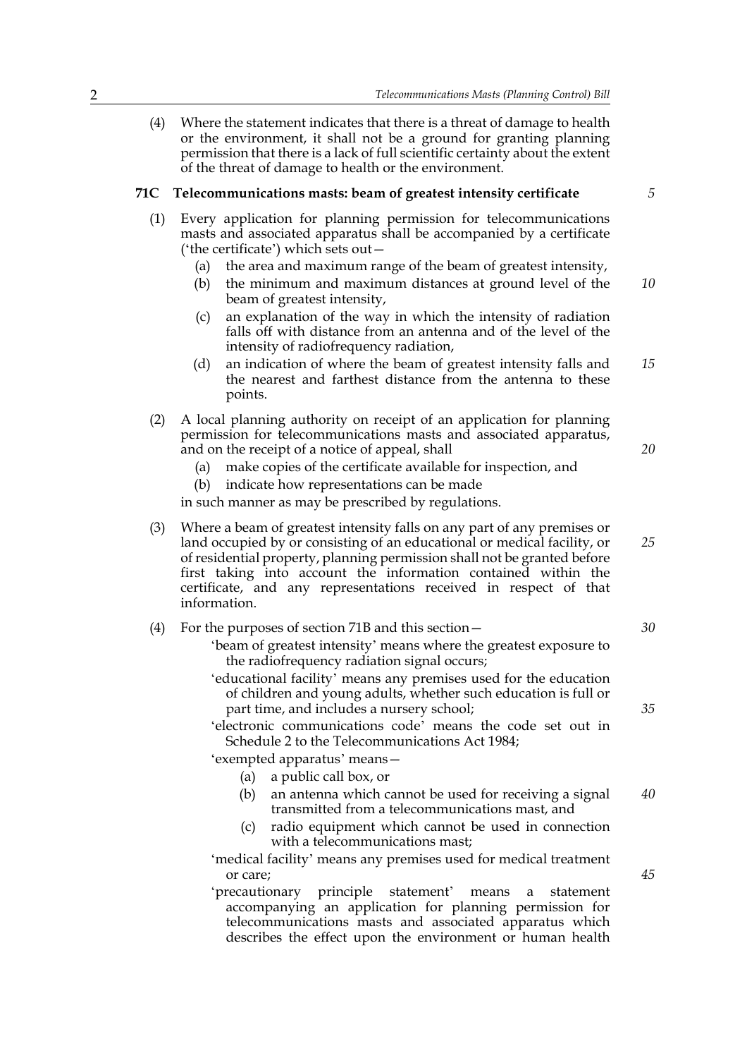(4) Where the statement indicates that there is a threat of damage to health or the environment, it shall not be a ground for granting planning permission that there is a lack of full scientific certainty about the extent of the threat of damage to health or the environment.

### 71C Telecommunications masts: beam of greatest intensity certificate

(1) Every application for planning permission for telecommunications masts and associated apparatus shall be accompanied by a certificate ('the certificate') which sets out—

- (a) the area and maximum range of the beam of greatest intensity,
- (b) the minimum and maximum distances at ground level of the beam of greatest intensity,
- (c) an explanation of the way in which the intensity of radiation falls off with distance from an antenna and of the level of the intensity of radiofrequency radiation,
- (d) an indication of where the beam of greatest intensity falls and the nearest and farthest distance from the antenna to these points.

(2) A local planning authority on receipt of an application for planning permission for telecommunications masts and associated apparatus, and on the receipt of a notice of appeal, shall

- (a) make copies of the certificate available for inspection, and
- (b) indicate how representations can be made

in such manner as may be prescribed by regulations.

(3) Where a beam of greatest intensity falls on any part of any premises or land occupied by or consisting of an educational or medical facility, or of residential property, planning permission shall not be granted before first taking into account the information contained within the certificate, and any representations received in respect of that information.

(4) For the purposes of section 71B and this section—

'beam of greatest intensity' means where the greatest exposure to the radiofrequency radiation signal occurs;

'educational facility' means any premises used for the education of children and young adults, whether such education is full or part time, and includes a nursery school;

'electronic communications code' means the code set out in Schedule 2 to the Telecommunications Act 1984;

'exempted apparatus' means—

- (a) a public call box, or
- (b) an antenna which cannot be used for receiving a signal transmitted from a telecommunications mast, and
- (c) radio equipment which cannot be used in connection with a telecommunications mast;

'medical facility' means any premises used for medical treatment or care;

'precautionary principle statement' means a statement accompanying an application for planning permission for telecommunications masts and associated apparatus which describes the effect upon the environment or human health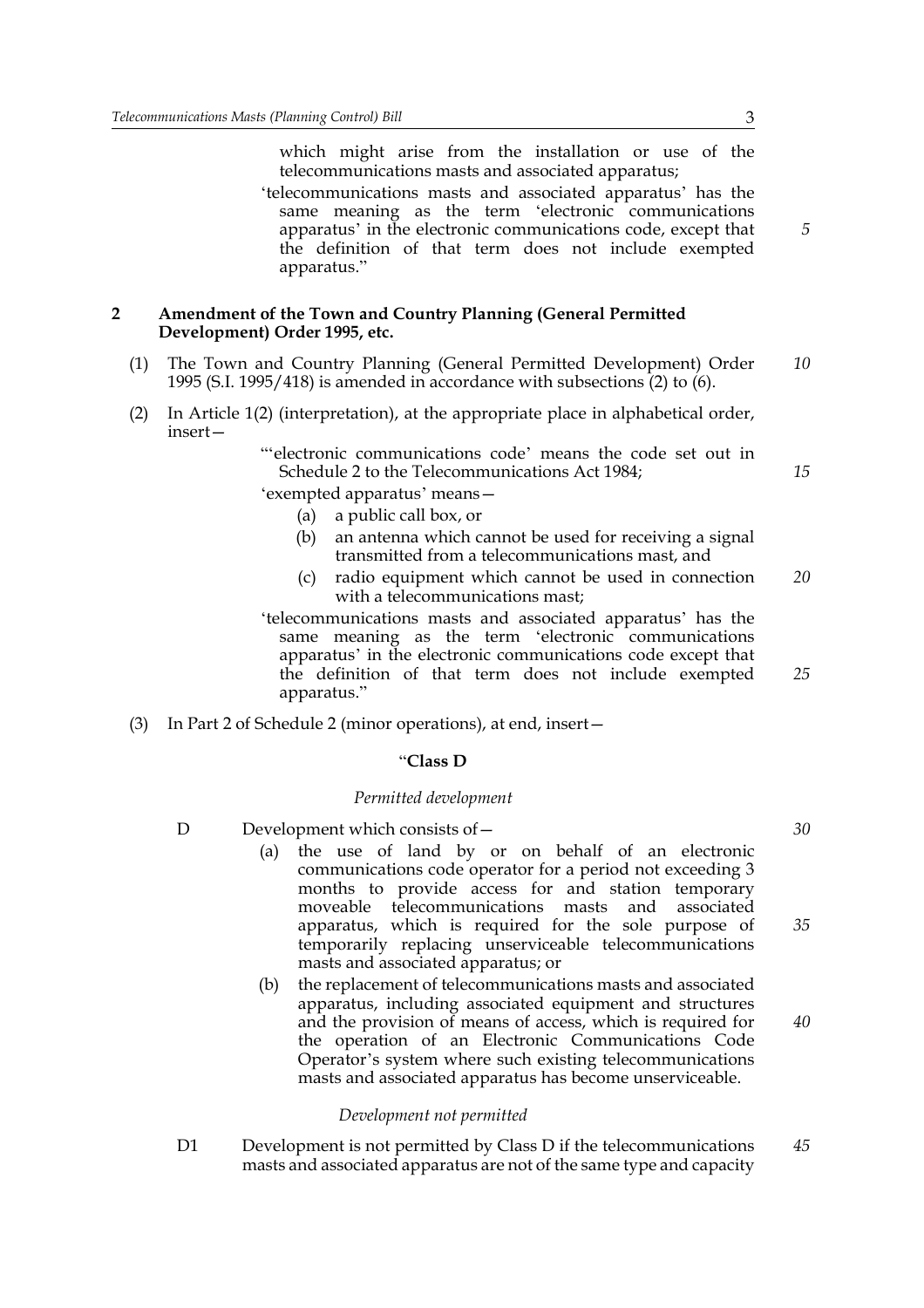which might arise from the installation or use of the telecommunications masts and associated apparatus;

'telecommunications masts and associated apparatus' has the same meaning as the term 'electronic communications apparatus' in the electronic communications code, except that the definition of that term does not include exempted apparatus."

## 2 Amendment of the Town and Country Planning (General Permitted Development) Order 1995, etc.

(1) The Town and Country Planning (General Permitted Development) Order 1995 (S.I. 1995/418) is amended in accordance with subsections (2) to (6).

(2) In Article 1(2) (interpretation), at the appropriate place in alphabetical order, insert—

"'electronic communications code' means the code set out in Schedule 2 to the Telecommunications Act 1984;

'exempted apparatus' means—

(a) a public call box, or

(b) an antenna which cannot be used for receiving a signal transmitted from a telecommunications mast, and

(c) radio equipment which cannot be used in connection with a telecommunications mast;

'telecommunications masts and associated apparatus' has the same meaning as the term 'electronic communications apparatus' in the electronic communications code except that the definition of that term does not include exempted apparatus."

(3) In Part 2 of Schedule 2 (minor operations), at end, insert—

"**Class D**

*Permitted development*

D Development which consists of—

(a) the use of land by or on behalf of an electronic communications code operator for a period not exceeding 3 months to provide access for and station temporary moveable telecommunications masts and associated apparatus, which is required for the sole purpose of temporarily replacing unserviceable telecommunications masts and associated apparatus; or

(b) the replacement of telecommunications masts and associated apparatus, including associated equipment and structures and the provision of means of access, which is required for the operation of an Electronic Communications Code Operator's system where such existing telecommunications masts and associated apparatus has become unserviceable.

*Development not permitted*

D1 Development is not permitted by Class D if the telecommunications masts and associated apparatus are not of the same type and capacity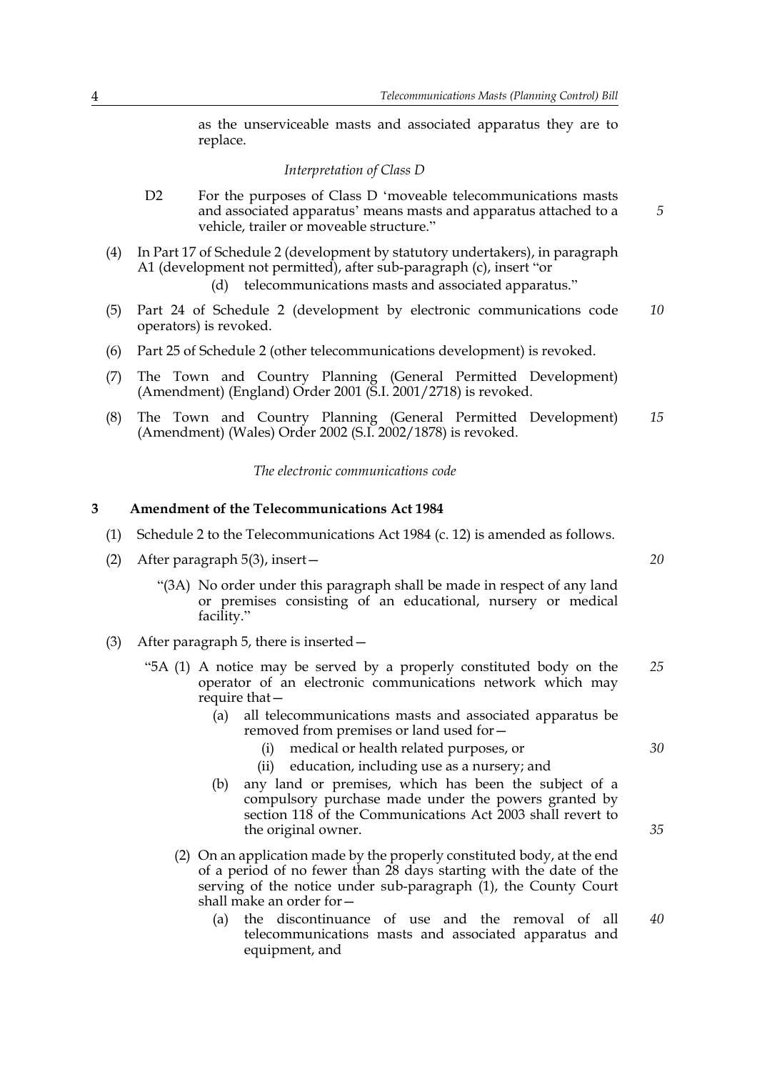as the unserviceable masts and associated apparatus they are to replace.

*Interpretation of Class D*

D2 For the purposes of Class D 'moveable telecommunications masts and associated apparatus' means masts and apparatus attached to a vehicle, trailer or moveable structure."

(4) In Part 17 of Schedule 2 (development by statutory undertakers), in paragraph A1 (development not permitted), after sub-paragraph (c), insert "or

(d) telecommunications masts and associated apparatus."

(5) Part 24 of Schedule 2 (development by electronic communications code operators) is revoked.

(6) Part 25 of Schedule 2 (other telecommunications development) is revoked.

(7) The Town and Country Planning (General Permitted Development) (Amendment) (England) Order 2001 (S.I. 2001/2718) is revoked.

(8) The Town and Country Planning (General Permitted Development) (Amendment) (Wales) Order 2002 (S.I. 2002/1878) is revoked.

*The electronic communications code*

## 3 Amendment of the Telecommunications Act 1984

(1) Schedule 2 to the Telecommunications Act 1984 (c. 12) is amended as follows.

(2) After paragraph 5(3), insert—

"(3A) No order under this paragraph shall be made in respect of any land or premises consisting of an educational, nursery or medical facility."

(3) After paragraph 5, there is inserted—

"5A (1) A notice may be served by a properly constituted body on the operator of an electronic communications network which may require that—

(a) all telecommunications masts and associated apparatus be removed from premises or land used for—

(i) medical or health related purposes, or

(ii) education, including use as a nursery; and

(b) any land or premises, which has been the subject of a compulsory purchase made under the powers granted by section 118 of the Communications Act 2003 shall revert to the original owner.

(2) On an application made by the properly constituted body, at the end of a period of no fewer than 28 days starting with the date of the serving of the notice under sub-paragraph (1), the County Court shall make an order for—

(a) the discontinuance of use and the removal of all telecommunications masts and associated apparatus and equipment, and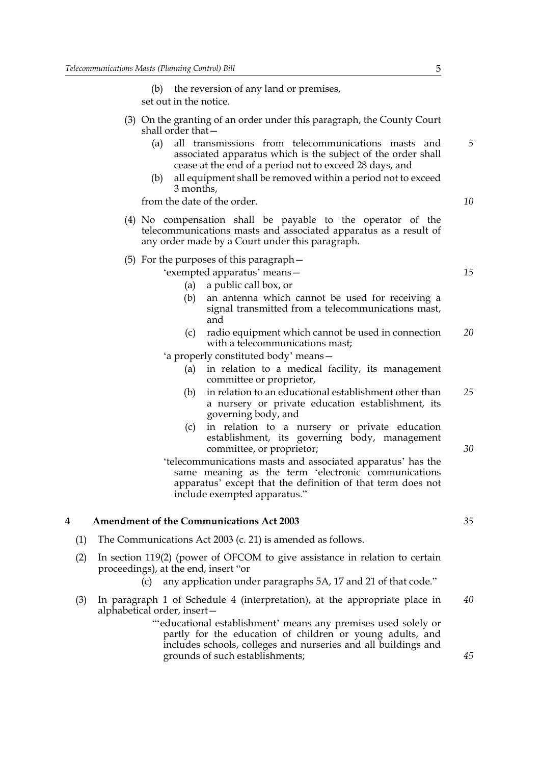(b) the reversion of any land or premises,

set out in the notice.

(3) On the granting of an order under this paragraph, the County Court shall order that—

(a) all transmissions from telecommunications masts and associated apparatus which is the subject of the order shall cease at the end of a period not to exceed 28 days, and

(b) all equipment shall be removed within a period not to exceed 3 months,

from the date of the order.

(4) No compensation shall be payable to the operator of the telecommunications masts and associated apparatus as a result of any order made by a Court under this paragraph.

(5) For the purposes of this paragraph—

'exempted apparatus' means—

(a) a public call box, or

(b) an antenna which cannot be used for receiving a signal transmitted from a telecommunications mast, and

(c) radio equipment which cannot be used in connection with a telecommunications mast;

'a properly constituted body' means—

(a) in relation to a medical facility, its management committee or proprietor,

(b) in relation to an educational establishment other than a nursery or private education establishment, its governing body, and

(c) in relation to a nursery or private education establishment, its governing body, management committee, or proprietor;

'telecommunications masts and associated apparatus' has the same meaning as the term 'electronic communications apparatus' except that the definition of that term does not include exempted apparatus."

## 4 Amendment of the Communications Act 2003

(1) The Communications Act 2003 (c. 21) is amended as follows.

(2) In section 119(2) (power of OFCOM to give assistance in relation to certain proceedings), at the end, insert "or

(c) any application under paragraphs 5A, 17 and 21 of that code."

(3) In paragraph 1 of Schedule 4 (interpretation), at the appropriate place in alphabetical order, insert—

"'educational establishment' means any premises used solely or partly for the education of children or young adults, and includes schools, colleges and nurseries and all buildings and grounds of such establishments;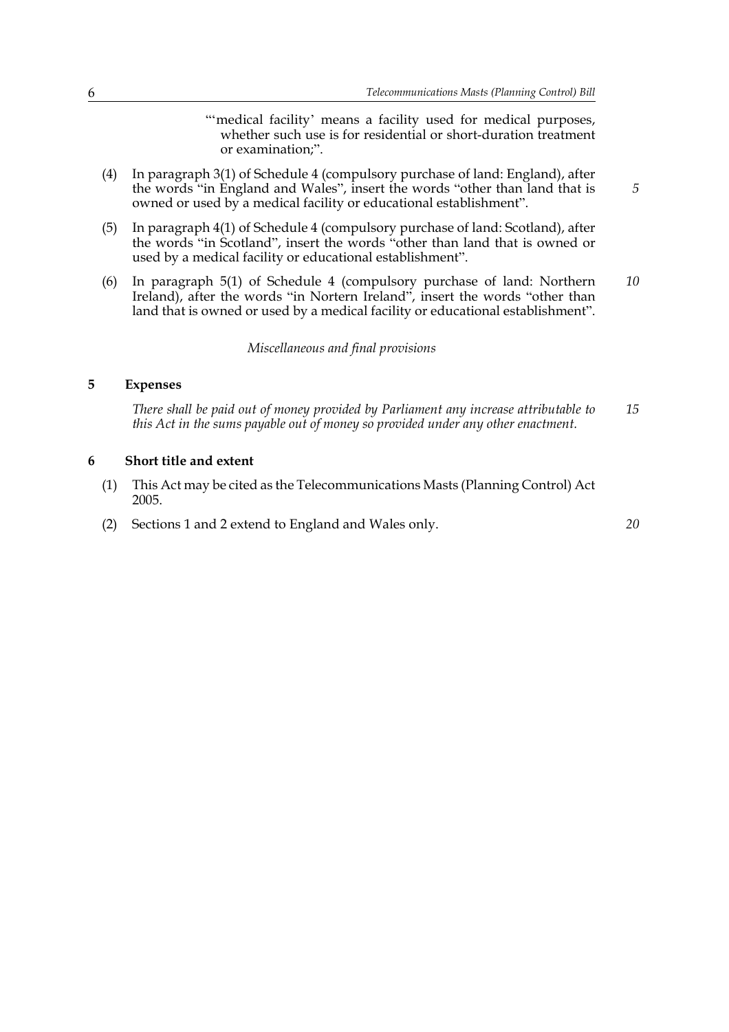"'medical facility' means a facility used for medical purposes, whether such use is for residential or short-duration treatment or examination;".

(4) In paragraph 3(1) of Schedule 4 (compulsory purchase of land: England), after the words "in England and Wales", insert the words "other than land that is owned or used by a medical facility or educational establishment".

(5) In paragraph 4(1) of Schedule 4 (compulsory purchase of land: Scotland), after the words "in Scotland", insert the words "other than land that is owned or used by a medical facility or educational establishment".

(6) In paragraph 5(1) of Schedule 4 (compulsory purchase of land: Northern Ireland), after the words "in Nortern Ireland", insert the words "other than land that is owned or used by a medical facility or educational establishment".

*Miscellaneous and final provisions*

### 5 Expenses

*There shall be paid out of money provided by Parliament any increase attributable to this Act in the sums payable out of money so provided under any other enactment.*

### 6 Short title and extent

(1) This Act may be cited as the Telecommunications Masts (Planning Control) Act 2005.

(2) Sections 1 and 2 extend to England and Wales only.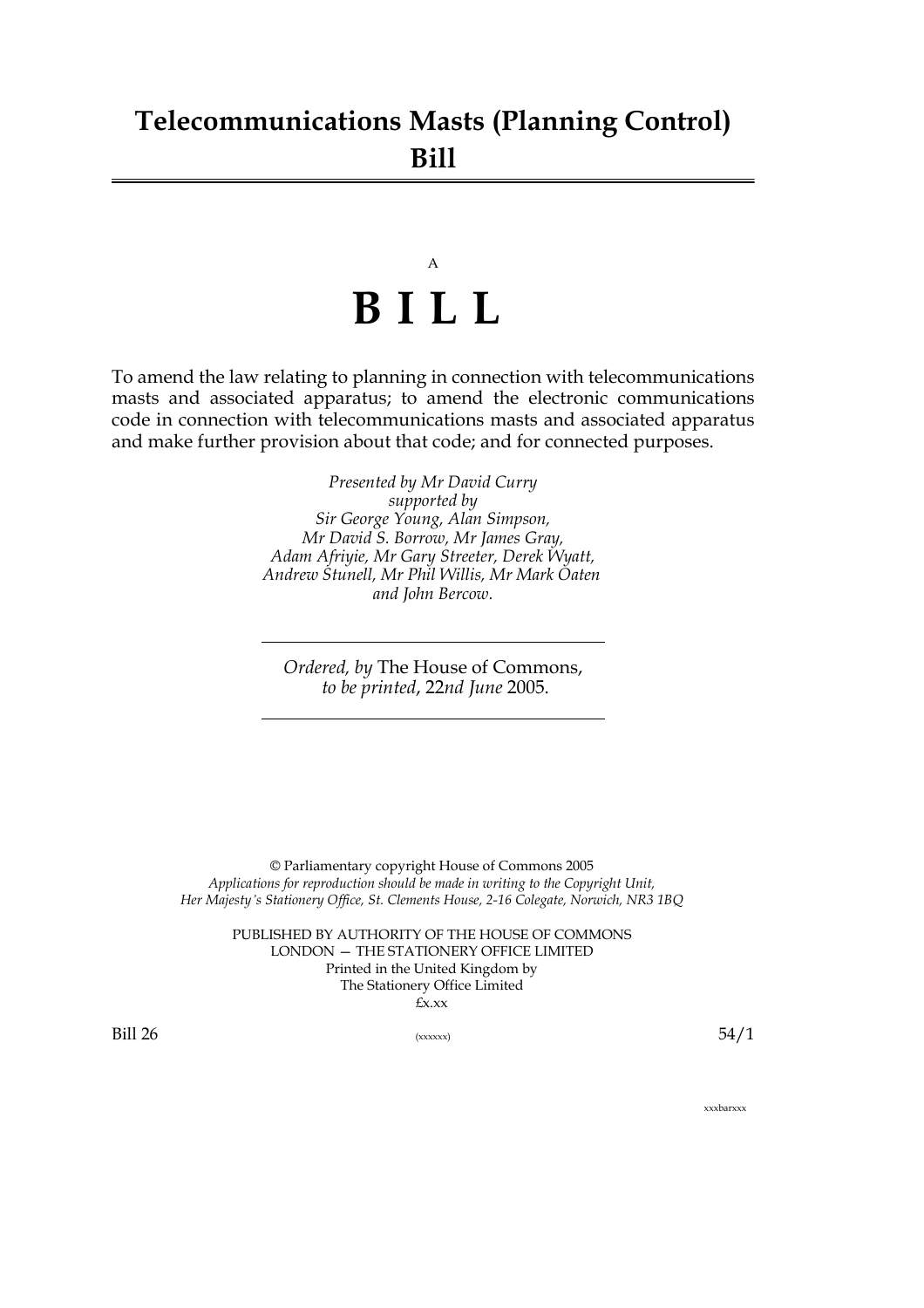# Telecommunications Masts (Planning Control) Bill

A

# B I L L

To amend the law relating to planning in connection with telecommunications masts and associated apparatus; to amend the electronic communications code in connection with telecommunications masts and associated apparatus and make further provision about that code; and for connected purposes.

*Presented by Mr David Curry*
*supported by*
*Sir George Young, Alan Simpson,*
*Mr David S. Borrow, Mr James Gray,*
*Adam Afriyie, Mr Gary Streeter, Derek Wyatt,*
*Andrew Stunell, Mr Phil Willis, Mr Mark Oaten*
*and John Bercow.*

---

*Ordered, by* The House of Commons,
*to be printed*, 22*nd June* 2005.

---

© Parliamentary copyright House of Commons 2005
*Applications for reproduction should be made in writing to the Copyright Unit, Her Majesty's Stationery Office, St. Clements House, 2-16 Colegate, Norwich, NR3 1BQ*

PUBLISHED BY AUTHORITY OF THE HOUSE OF COMMONS
LONDON — THE STATIONERY OFFICE LIMITED
Printed in the United Kingdom by
The Stationery Office Limited
£x.xx

Bill 26 (xxxxxx) 54/1

xxxbarxxx